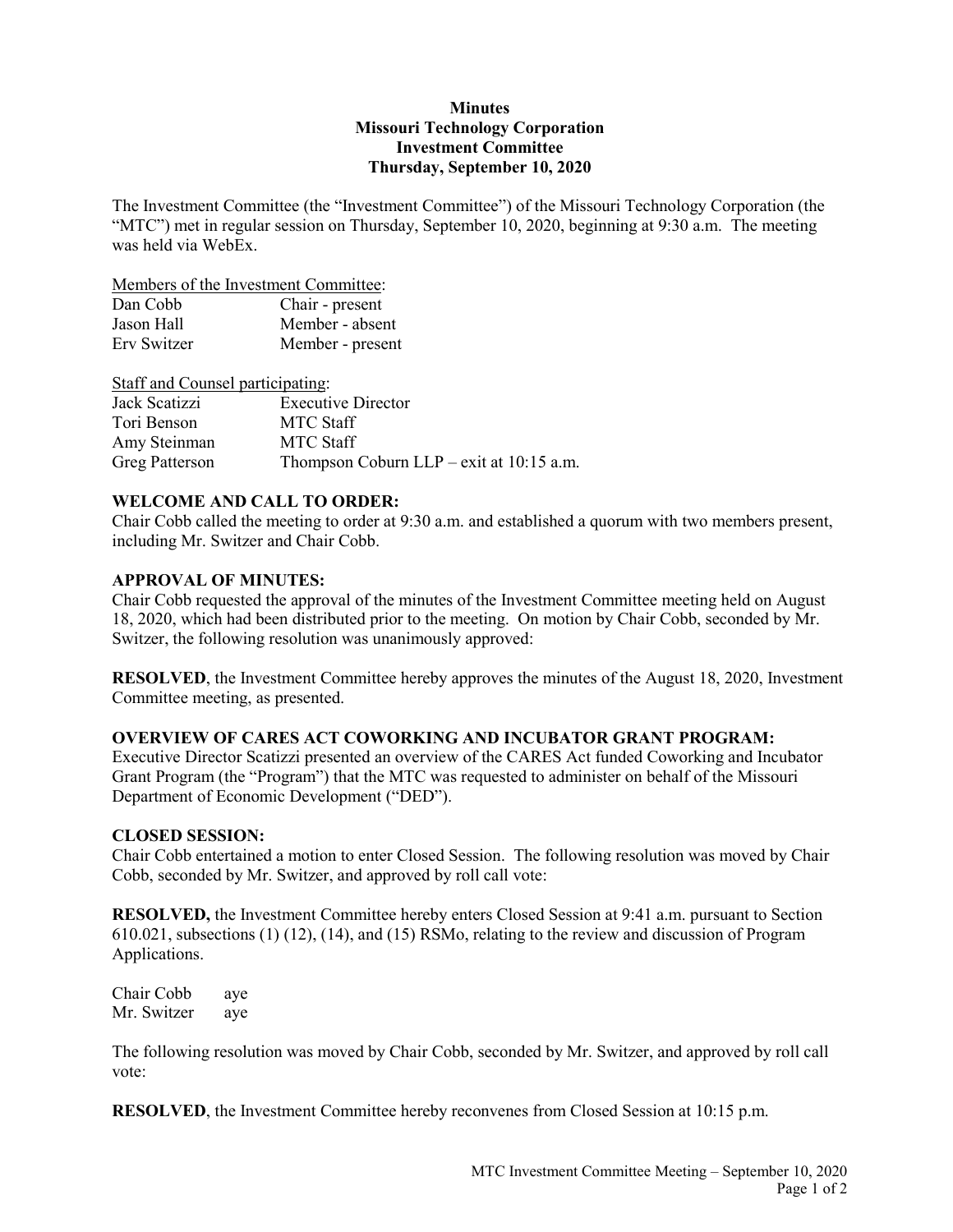**Minutes**
**Missouri Technology Corporation**
**Investment Committee**
**Thursday, September 10, 2020**

The Investment Committee (the "Investment Committee") of the Missouri Technology Corporation (the "MTC") met in regular session on Thursday, September 10, 2020, beginning at 9:30 a.m. The meeting was held via WebEx.

<u>Members of the Investment Committee</u>:

| | |
|---|---|
| Dan Cobb | Chair - present |
| Jason Hall | Member - absent |
| Erv Switzer | Member - present |

<u>Staff and Counsel participating</u>:

| | |
|---|---|
| Jack Scatizzi | Executive Director |
| Tori Benson | MTC Staff |
| Amy Steinman | MTC Staff |
| Greg Patterson | Thompson Coburn LLP – exit at 10:15 a.m. |

**WELCOME AND CALL TO ORDER:**
Chair Cobb called the meeting to order at 9:30 a.m. and established a quorum with two members present, including Mr. Switzer and Chair Cobb.

**APPROVAL OF MINUTES:**
Chair Cobb requested the approval of the minutes of the Investment Committee meeting held on August 18, 2020, which had been distributed prior to the meeting. On motion by Chair Cobb, seconded by Mr. Switzer, the following resolution was unanimously approved:

**RESOLVED**, the Investment Committee hereby approves the minutes of the August 18, 2020, Investment Committee meeting, as presented.

**OVERVIEW OF CARES ACT COWORKING AND INCUBATOR GRANT PROGRAM:**
Executive Director Scatizzi presented an overview of the CARES Act funded Coworking and Incubator Grant Program (the "Program") that the MTC was requested to administer on behalf of the Missouri Department of Economic Development ("DED").

**CLOSED SESSION:**
Chair Cobb entertained a motion to enter Closed Session. The following resolution was moved by Chair Cobb, seconded by Mr. Switzer, and approved by roll call vote:

**RESOLVED,** the Investment Committee hereby enters Closed Session at 9:41 a.m. pursuant to Section 610.021, subsections (1) (12), (14), and (15) RSMo, relating to the review and discussion of Program Applications.

Chair Cobb aye
Mr. Switzer aye

The following resolution was moved by Chair Cobb, seconded by Mr. Switzer, and approved by roll call vote:

**RESOLVED**, the Investment Committee hereby reconvenes from Closed Session at 10:15 p.m.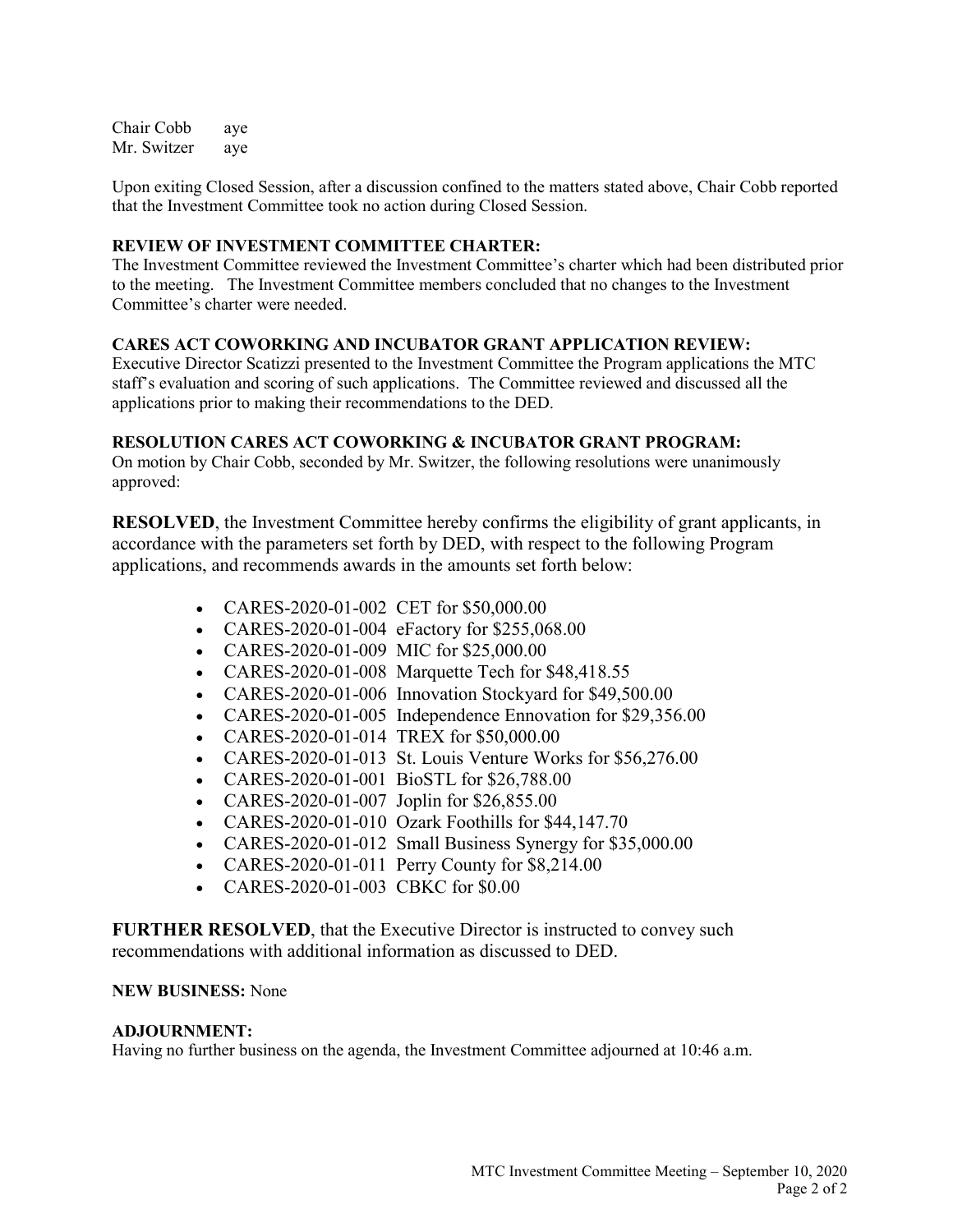Chair Cobb aye
Mr. Switzer aye

Upon exiting Closed Session, after a discussion confined to the matters stated above, Chair Cobb reported that the Investment Committee took no action during Closed Session.

**REVIEW OF INVESTMENT COMMITTEE CHARTER:**
The Investment Committee reviewed the Investment Committee's charter which had been distributed prior to the meeting. The Investment Committee members concluded that no changes to the Investment Committee's charter were needed.

**CARES ACT COWORKING AND INCUBATOR GRANT APPLICATION REVIEW:**
Executive Director Scatizzi presented to the Investment Committee the Program applications the MTC staff's evaluation and scoring of such applications. The Committee reviewed and discussed all the applications prior to making their recommendations to the DED.

**RESOLUTION CARES ACT COWORKING & INCUBATOR GRANT PROGRAM:**
On motion by Chair Cobb, seconded by Mr. Switzer, the following resolutions were unanimously approved:

**RESOLVED**, the Investment Committee hereby confirms the eligibility of grant applicants, in accordance with the parameters set forth by DED, with respect to the following Program applications, and recommends awards in the amounts set forth below:

- CARES-2020-01-002 CET for $50,000.00
- CARES-2020-01-004 eFactory for $255,068.00
- CARES-2020-01-009 MIC for $25,000.00
- CARES-2020-01-008 Marquette Tech for $48,418.55
- CARES-2020-01-006 Innovation Stockyard for $49,500.00
- CARES-2020-01-005 Independence Ennovation for $29,356.00
- CARES-2020-01-014 TREX for $50,000.00
- CARES-2020-01-013 St. Louis Venture Works for $56,276.00
- CARES-2020-01-001 BioSTL for $26,788.00
- CARES-2020-01-007 Joplin for $26,855.00
- CARES-2020-01-010 Ozark Foothills for $44,147.70
- CARES-2020-01-012 Small Business Synergy for $35,000.00
- CARES-2020-01-011 Perry County for $8,214.00
- CARES-2020-01-003 CBKC for $0.00

**FURTHER RESOLVED**, that the Executive Director is instructed to convey such recommendations with additional information as discussed to DED.

**NEW BUSINESS:** None

**ADJOURNMENT:**
Having no further business on the agenda, the Investment Committee adjourned at 10:46 a.m.